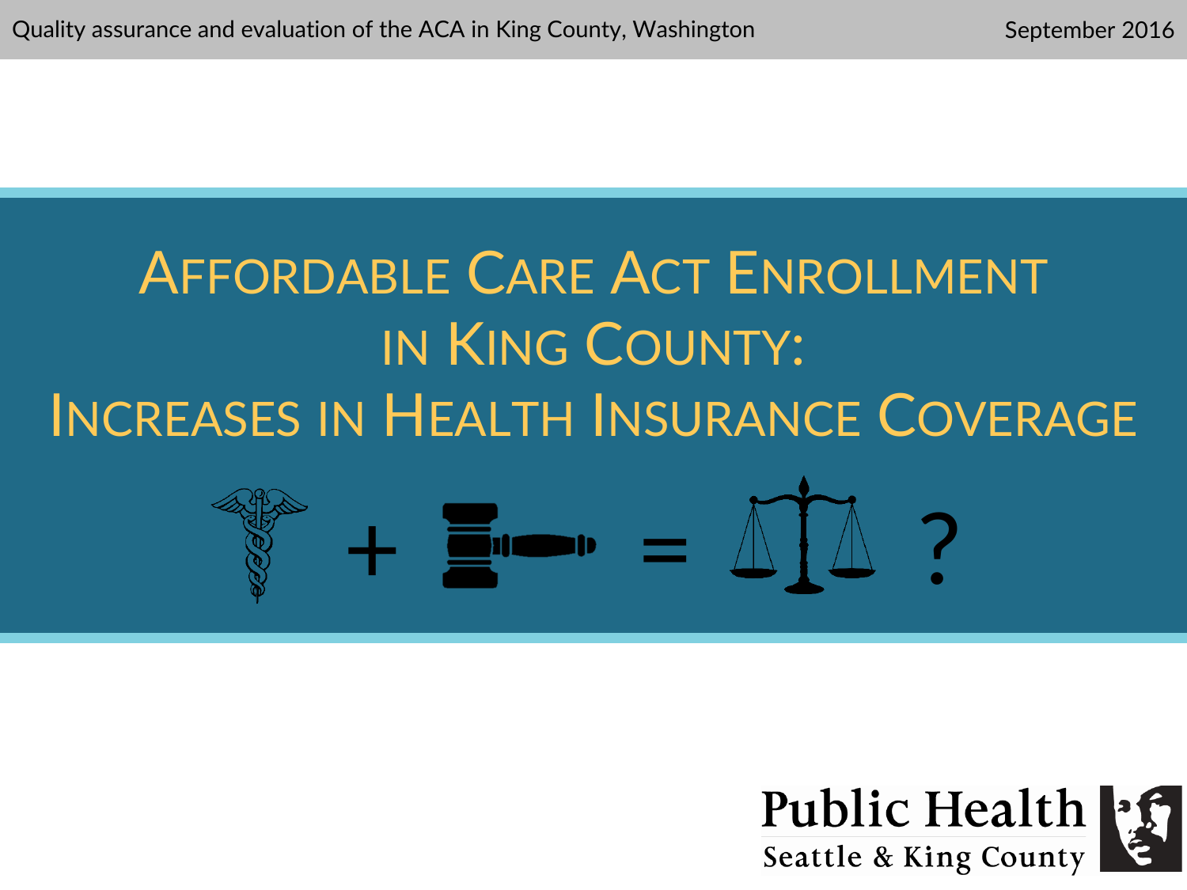Quality assurance and evaluation of the ACA in King County, Washington

September 2016

# Affordable Care Act Enrollment in King County: Increases in Health Insurance Coverage

Public Health
Seattle & King County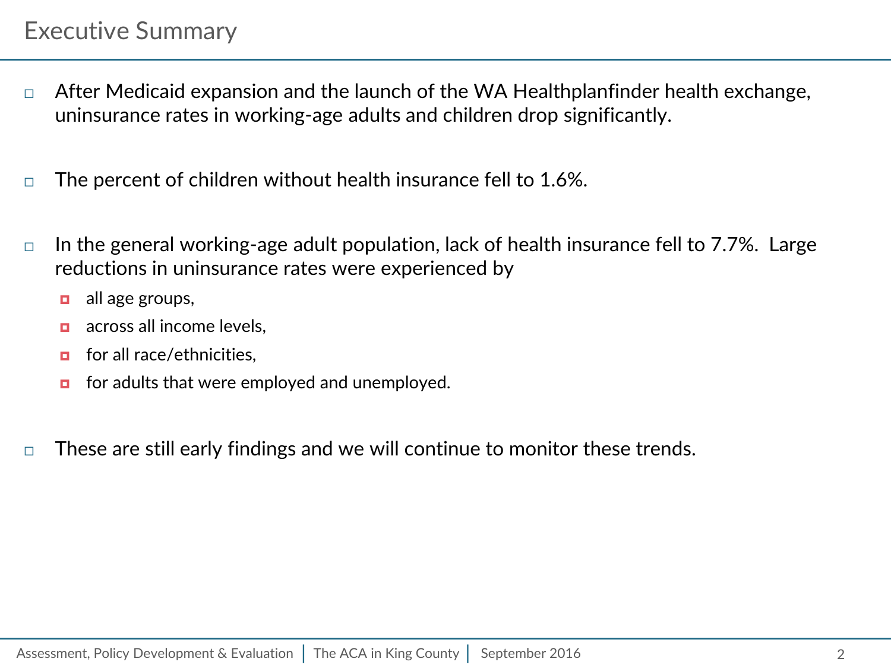# Executive Summary

- After Medicaid expansion and the launch of the WA Healthplanfinder health exchange, uninsurance rates in working-age adults and children drop significantly.

- The percent of children without health insurance fell to 1.6%.

- In the general working-age adult population, lack of health insurance fell to 7.7%. Large reductions in uninsurance rates were experienced by
  - all age groups,
  - across all income levels,
  - for all race/ethnicities,
  - for adults that were employed and unemployed.

- These are still early findings and we will continue to monitor these trends.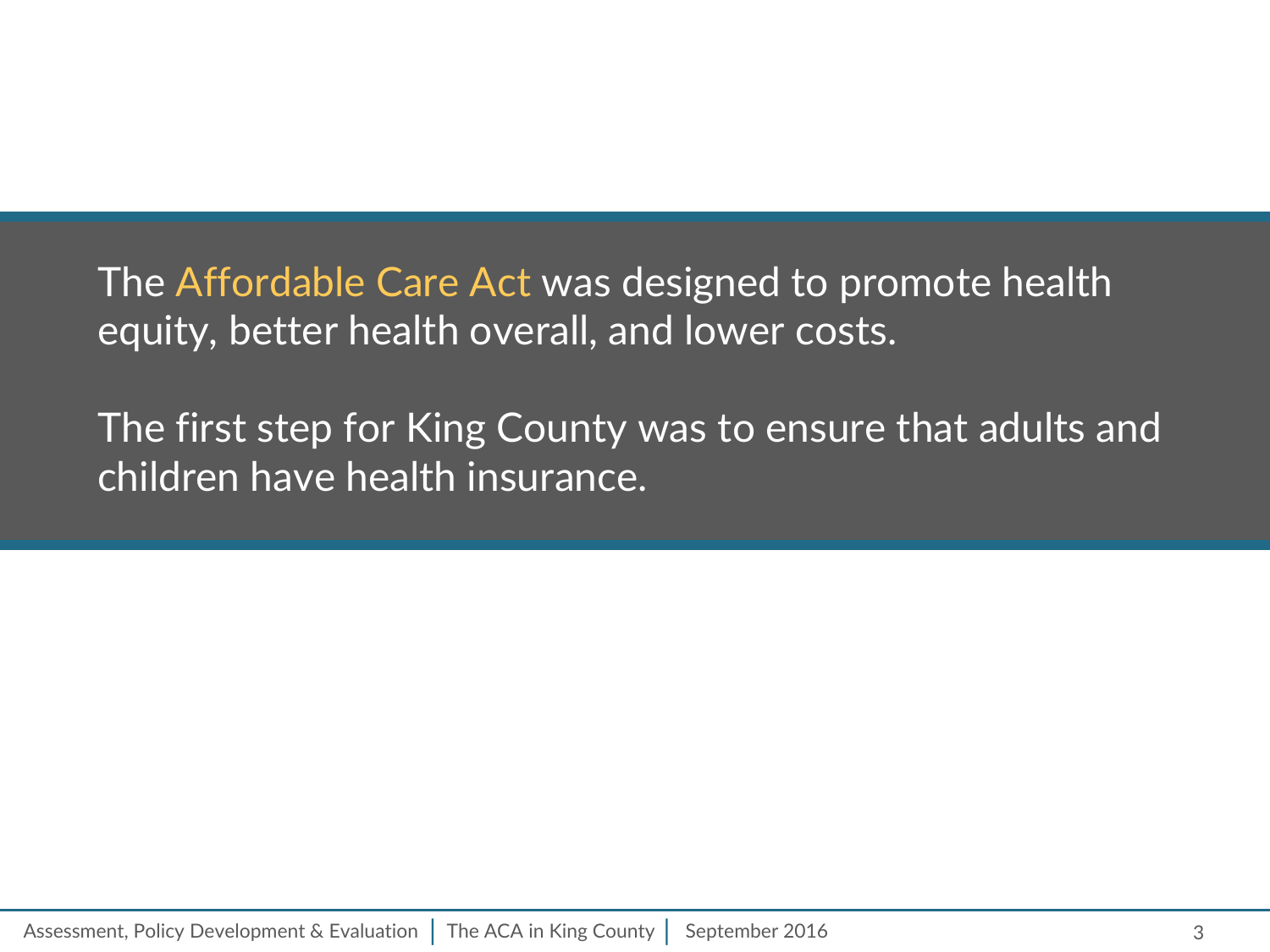The Affordable Care Act was designed to promote health equity, better health overall, and lower costs.

The first step for King County was to ensure that adults and children have health insurance.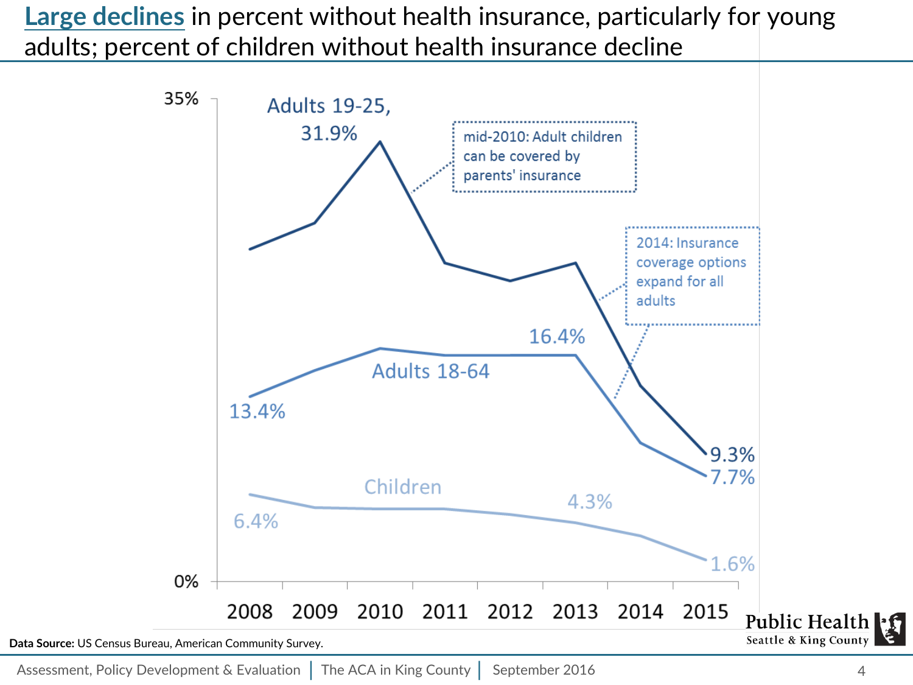# **Large declines** in percent without health insurance, particularly for young adults; percent of children without health insurance decline

35%

Adults 19-25, 31.9%

mid-2010: Adult children can be covered by parents' insurance

2014: Insurance coverage options expand for all adults

16.4%

Adults 18-64

13.4%

9.3%

7.7%

Children

4.3%

6.4%

1.6%

0%

2008 2009 2010 2011 2012 2013 2014 2015

**Data Source:** US Census Bureau, American Community Survey.

Assessment, Policy Development & Evaluation | The ACA in King County | September 2016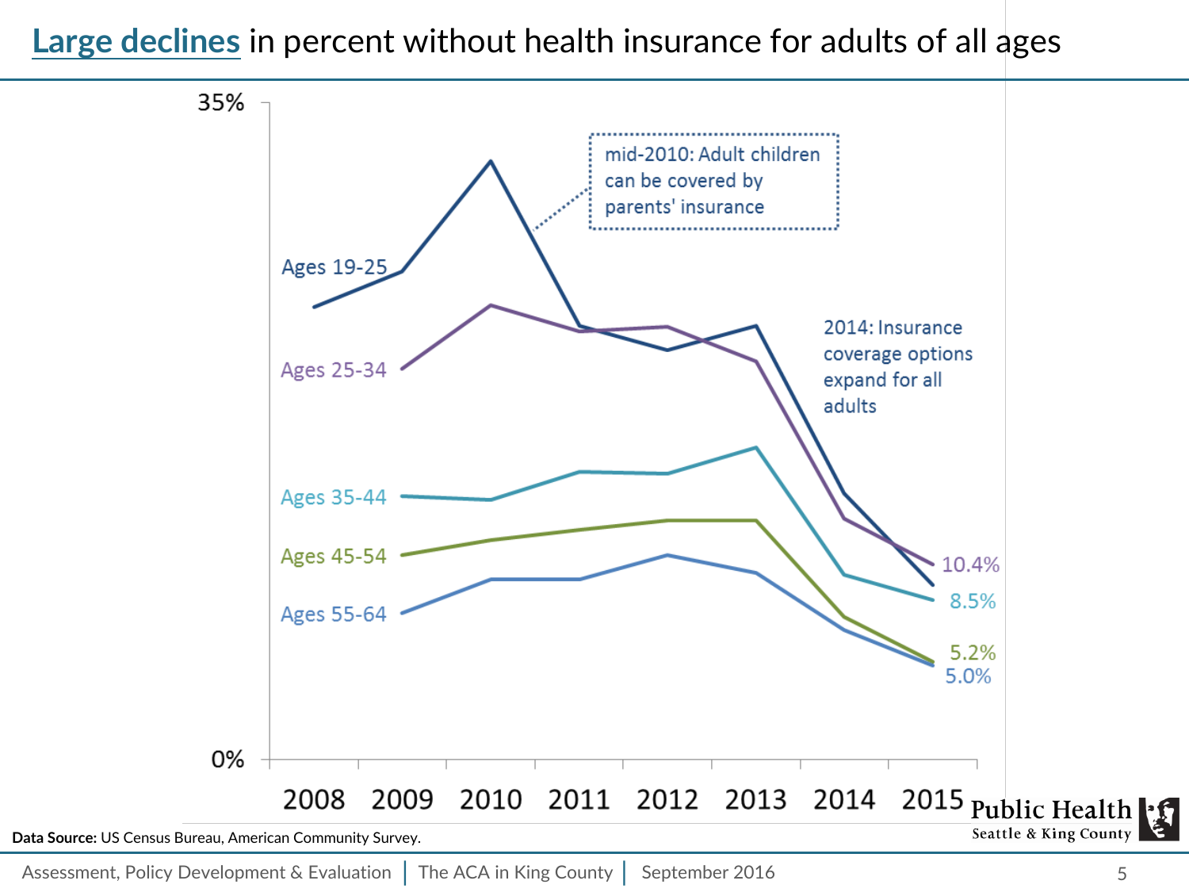# Large declines in percent without health insurance for adults of all ages

35%

mid-2010: Adult children can be covered by parents' insurance

Ages 19-25

Ages 25-34

2014: Insurance coverage options expand for all adults

Ages 35-44

Ages 45-54

Ages 55-64

10.4%

8.5%

5.2%

5.0%

0%

2008 2009 2010 2011 2012 2013 2014 2015

**Data Source:** US Census Bureau, American Community Survey.

Public Health
Seattle & King County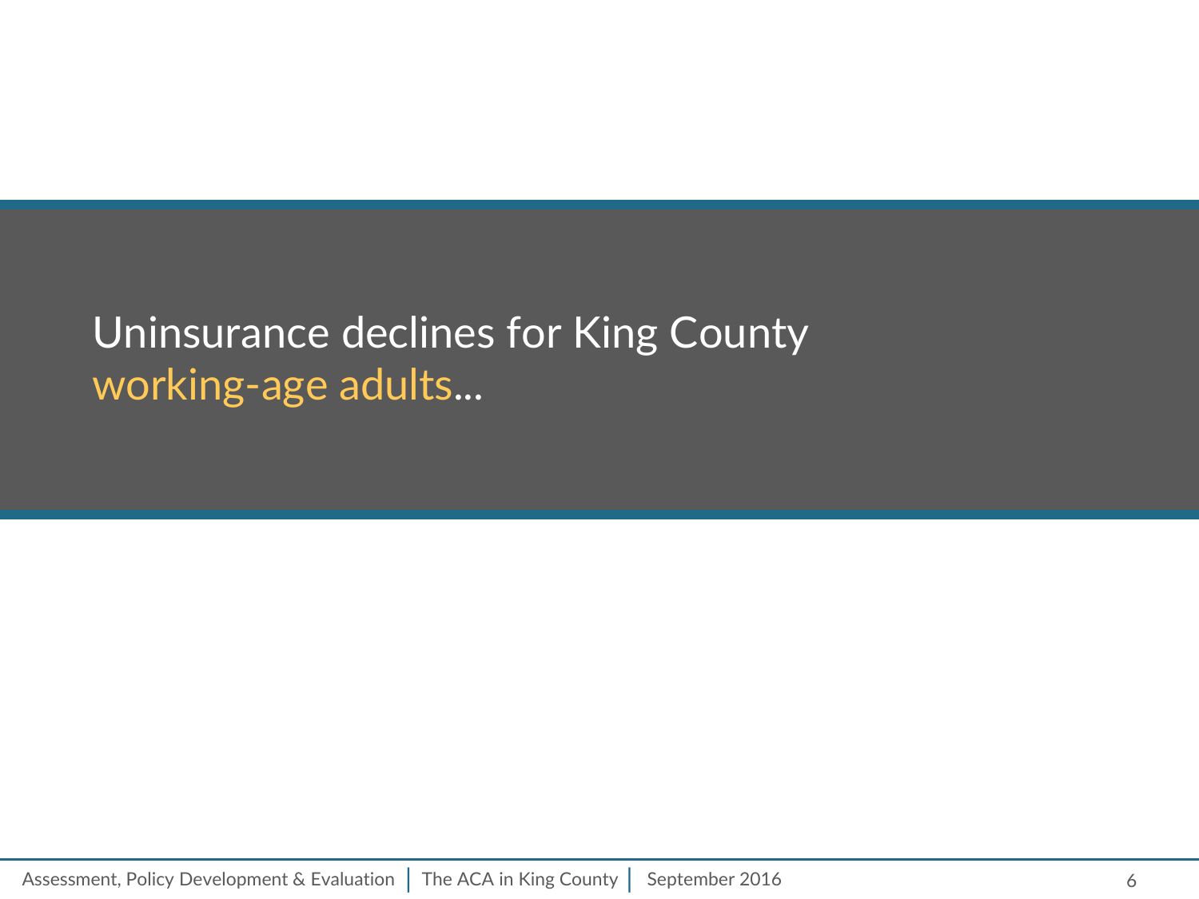# Uninsurance declines for King County working-age adults...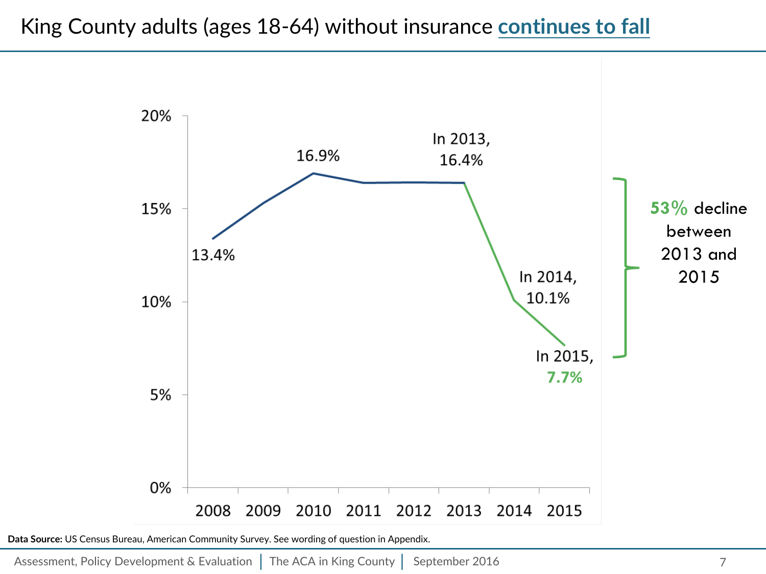# King County adults (ages 18-64) without insurance continues to fall

| Year | Percent without insurance |
|---|---|
| 2008 | 13.4% |
| 2010 | 16.9% |
| 2013 | 16.4% |
| 2014 | 10.1% |
| 2015 | 7.7% |

**53%** decline between 2013 and 2015

**Data Source:** US Census Bureau, American Community Survey. See wording of question in Appendix.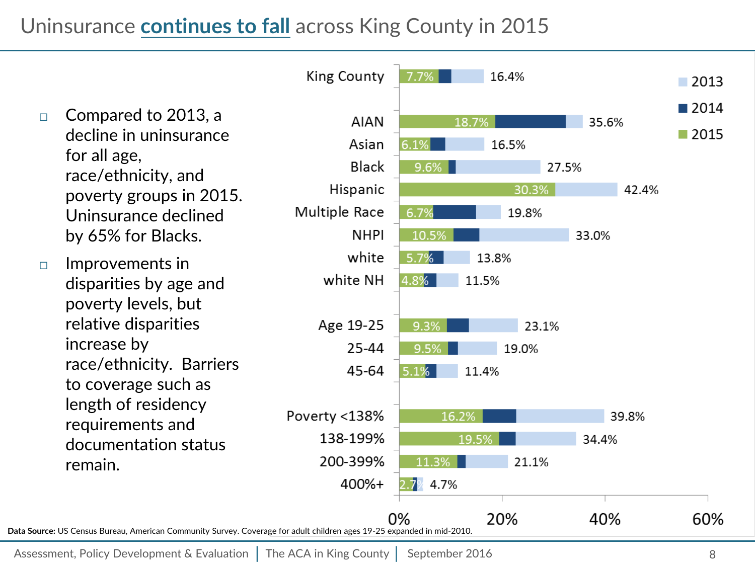# Uninsurance continues to fall across King County in 2015

- Compared to 2013, a decline in uninsurance for all age, race/ethnicity, and poverty groups in 2015. Uninsurance declined by 65% for Blacks.
- Improvements in disparities by age and poverty levels, but relative disparities increase by race/ethnicity. Barriers to coverage such as length of residency requirements and documentation status remain.

| Group | 2015 | 2013 |
| --- | --- | --- |
| King County | 7.7% | 16.4% |
| AIAN | 18.7% | 35.6% |
| Asian | 6.1% | 16.5% |
| Black | 9.6% | 27.5% |
| Hispanic | 30.3% | 42.4% |
| Multiple Race | 6.7% | 19.8% |
| NHPI | 10.5% | 33.0% |
| white | 5.7% | 13.8% |
| white NH | 4.8% | 11.5% |
| Age 19-25 | 9.3% | 23.1% |
| 25-44 | 9.5% | 19.0% |
| 45-64 | 5.1% | 11.4% |
| Poverty <138% | 16.2% | 39.8% |
| 138-199% | 19.5% | 34.4% |
| 200-399% | 11.3% | 21.1% |
| 400%+ | 2.7% | 4.7% |

**Data Source:** US Census Bureau, American Community Survey. Coverage for adult children ages 19-25 expanded in mid-2010.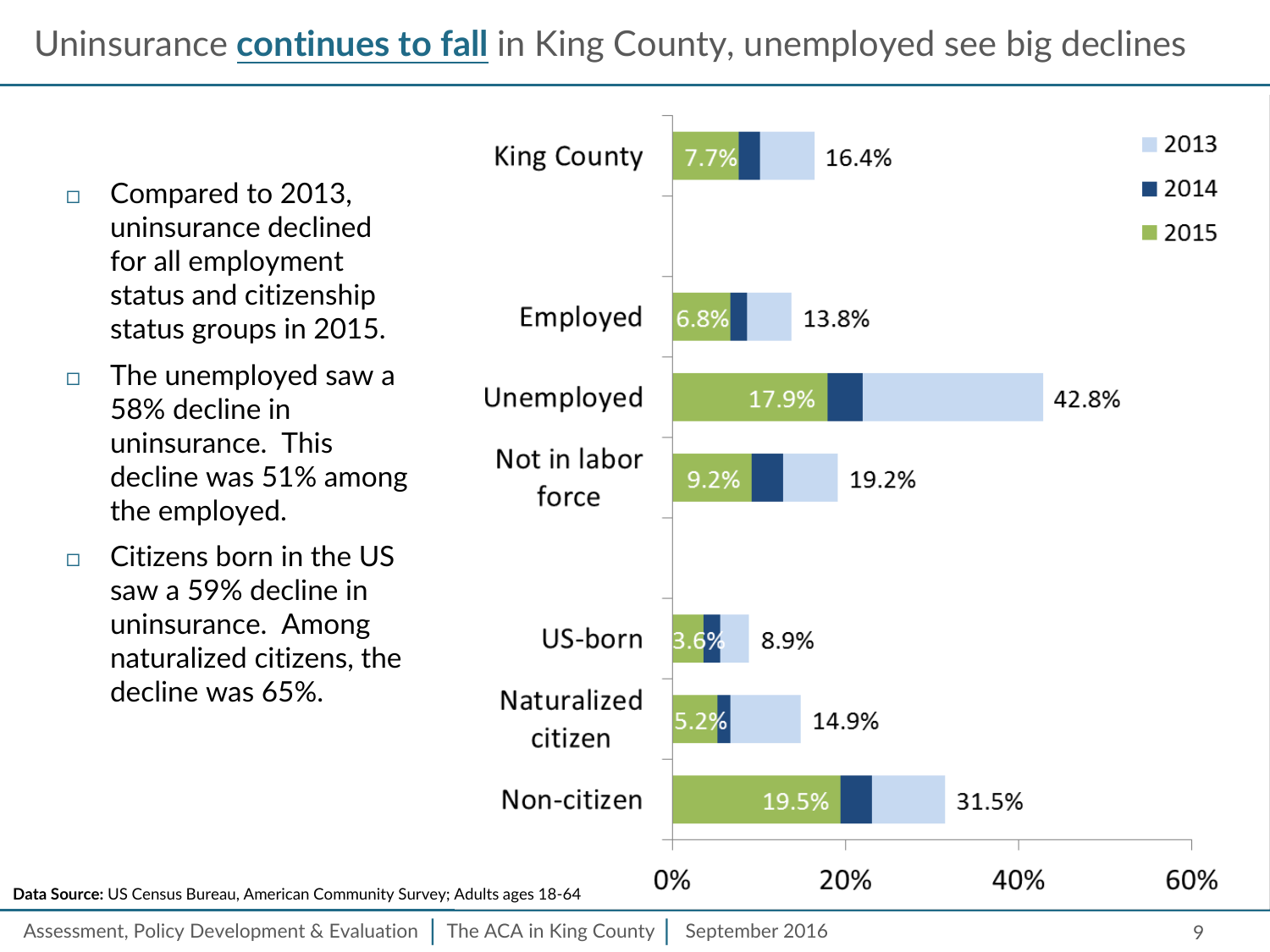# Uninsurance continues to fall in King County, unemployed see big declines

- Compared to 2013, uninsurance declined for all employment status and citizenship status groups in 2015.
- The unemployed saw a 58% decline in uninsurance. This decline was 51% among the employed.
- Citizens born in the US saw a 59% decline in uninsurance. Among naturalized citizens, the decline was 65%.

| | 2015 | 2013 |
|---|---|---|
| King County | 7.7% | 16.4% |
| Employed | 6.8% | 13.8% |
| Unemployed | 17.9% | 42.8% |
| Not in labor force | 9.2% | 19.2% |
| US-born | 3.6% | 8.9% |
| Naturalized citizen | 5.2% | 14.9% |
| Non-citizen | 19.5% | 31.5% |

**Data Source:** US Census Bureau, American Community Survey; Adults ages 18-64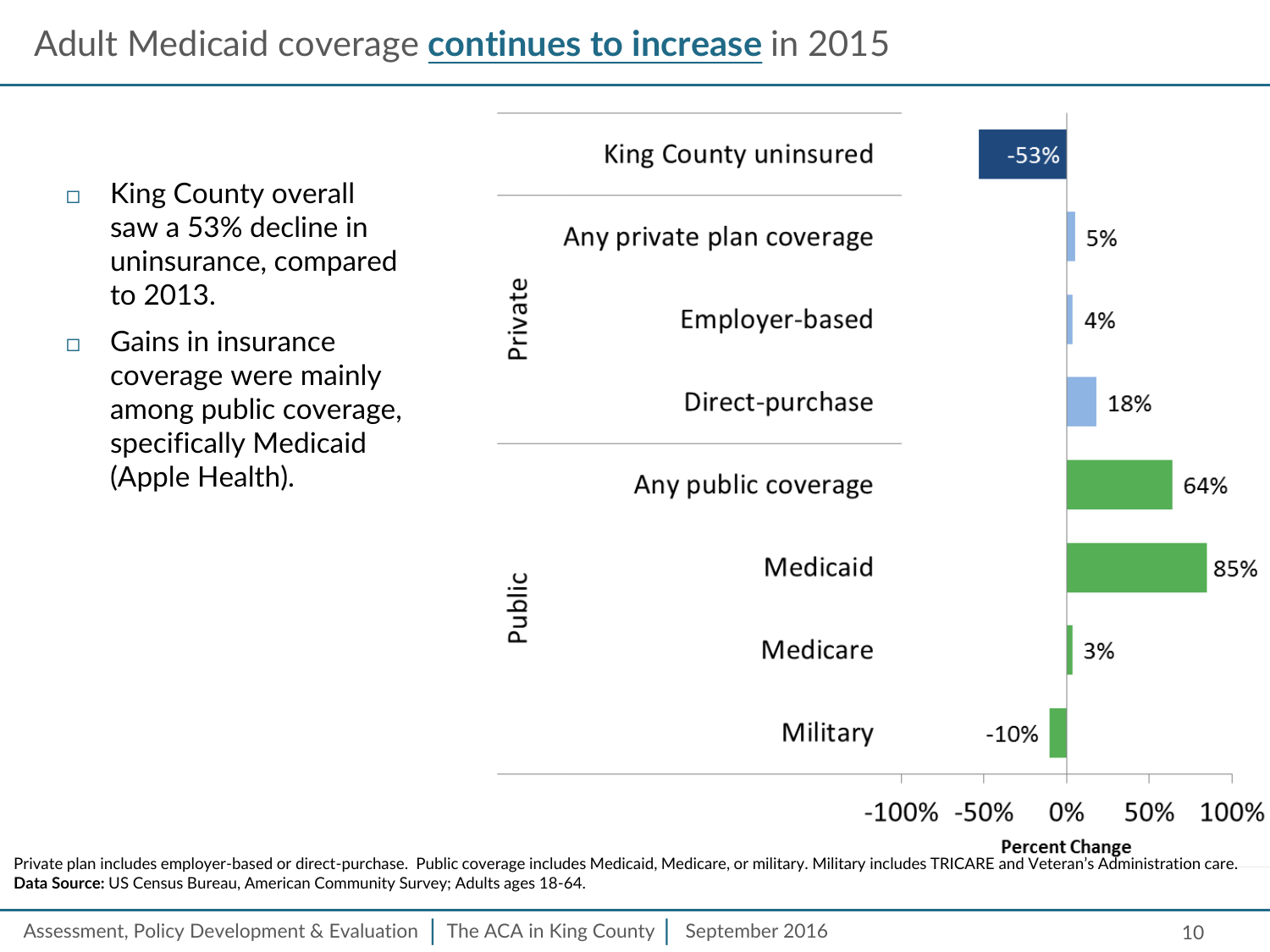# Adult Medicaid coverage **continues to increase** in 2015

- King County overall saw a 53% decline in uninsurance, compared to 2013.
- Gains in insurance coverage were mainly among public coverage, specifically Medicaid (Apple Health).

| Category | Coverage | Percent Change |
|---|---|---|
| | King County uninsured | -53% |
| Private | Any private plan coverage | 5% |
| Private | Employer-based | 4% |
| Private | Direct-purchase | 18% |
| Public | Any public coverage | 64% |
| Public | Medicaid | 85% |
| Public | Medicare | 3% |
| Public | Military | -10% |

Percent Change

Private plan includes employer-based or direct-purchase. Public coverage includes Medicaid, Medicare, or military. Military includes TRICARE and Veteran's Administration care.
**Data Source:** US Census Bureau, American Community Survey; Adults ages 18-64.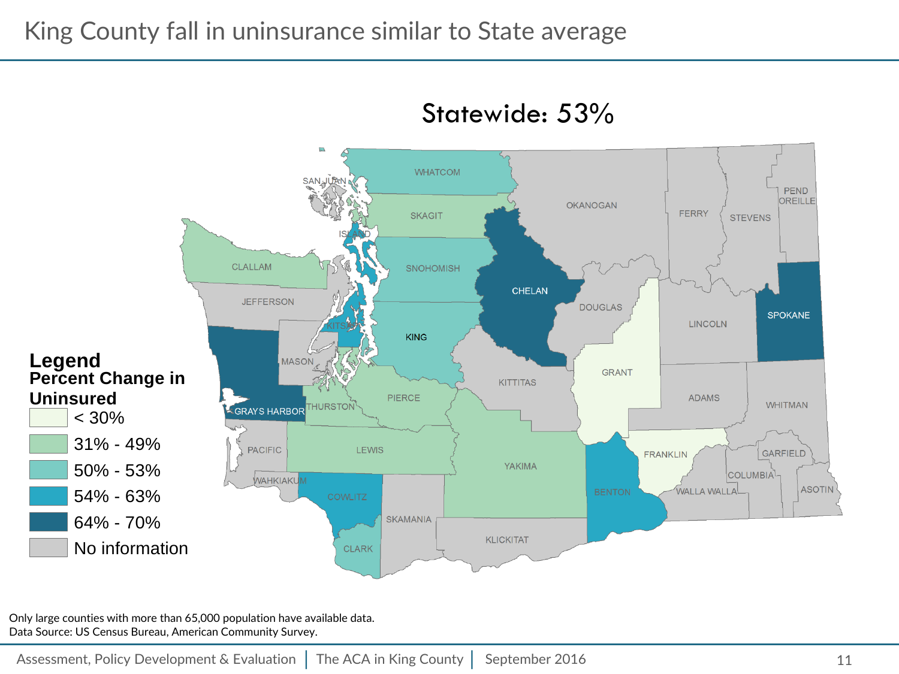# King County fall in uninsurance similar to State average

Statewide: 53%

**Legend**
**Percent Change in Uninsured**

- < 30%
- 31% - 49%
- 50% - 53%
- 54% - 63%
- 64% - 70%
- No information

WHATCOM, SAN JUAN, SKAGIT, OKANOGAN, FERRY, STEVENS, PEND OREILLE, ISLAND, CLALLAM, SNOHOMISH, CHELAN, JEFFERSON, DOUGLAS, SPOKANE, LINCOLN, KITSAP, KING, MASON, GRANT, KITTITAS, ADAMS, WHITMAN, GRAYS HARBOR, THURSTON, PIERCE, FRANKLIN, GARFIELD, PACIFIC, LEWIS, YAKIMA, COLUMBIA, WAHKIAKUM, ASOTIN, WALLA WALLA, BENTON, COWLITZ, SKAMANIA, KLICKITAT, CLARK

Only large counties with more than 65,000 population have available data.
Data Source: US Census Bureau, American Community Survey.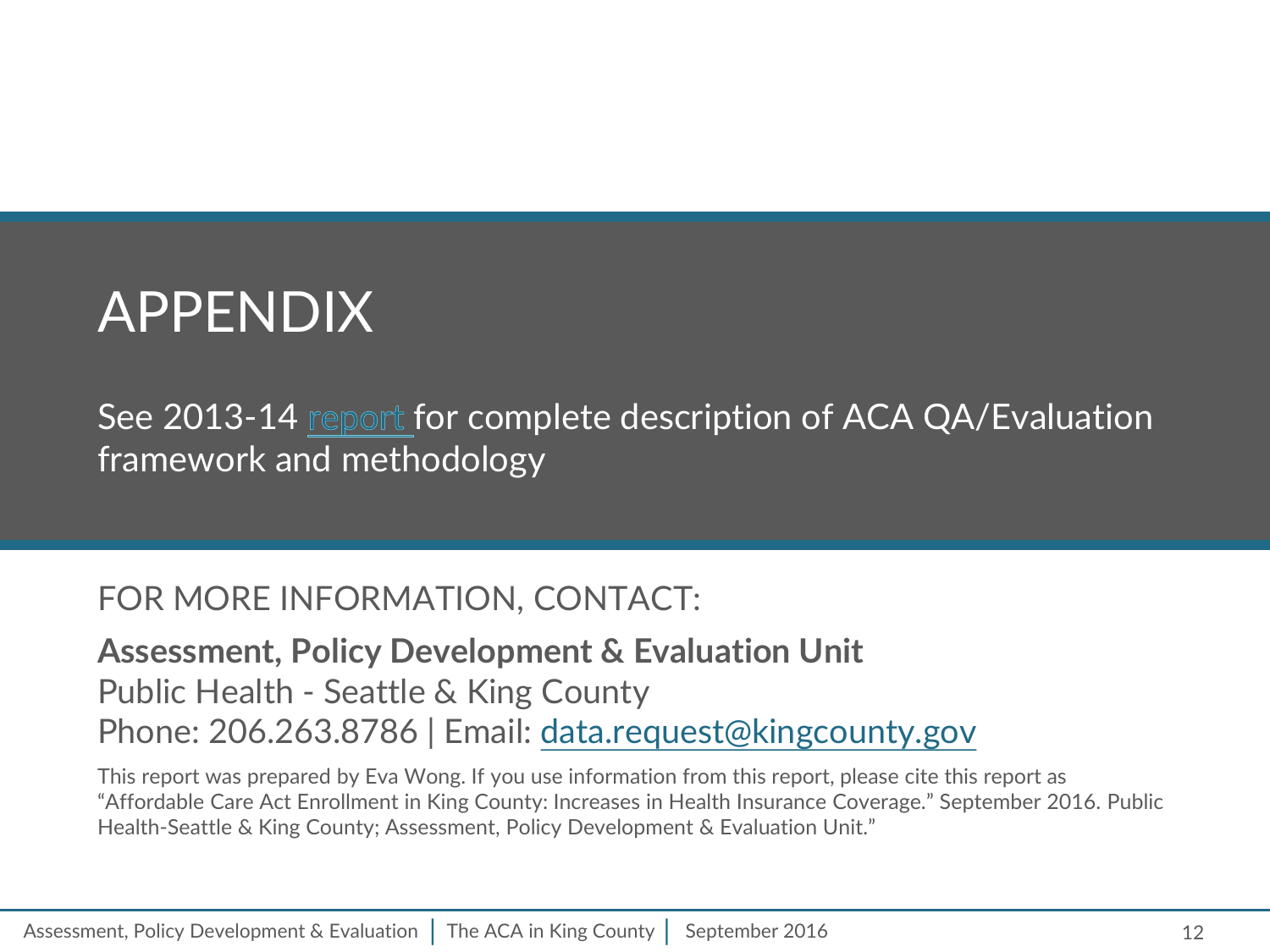# APPENDIX

See 2013-14 report for complete description of ACA QA/Evaluation framework and methodology

## FOR MORE INFORMATION, CONTACT:

**Assessment, Policy Development & Evaluation Unit**
Public Health - Seattle & King County
Phone: 206.263.8786 | Email: data.request@kingcounty.gov

This report was prepared by Eva Wong. If you use information from this report, please cite this report as "Affordable Care Act Enrollment in King County: Increases in Health Insurance Coverage." September 2016. Public Health-Seattle & King County; Assessment, Policy Development & Evaluation Unit."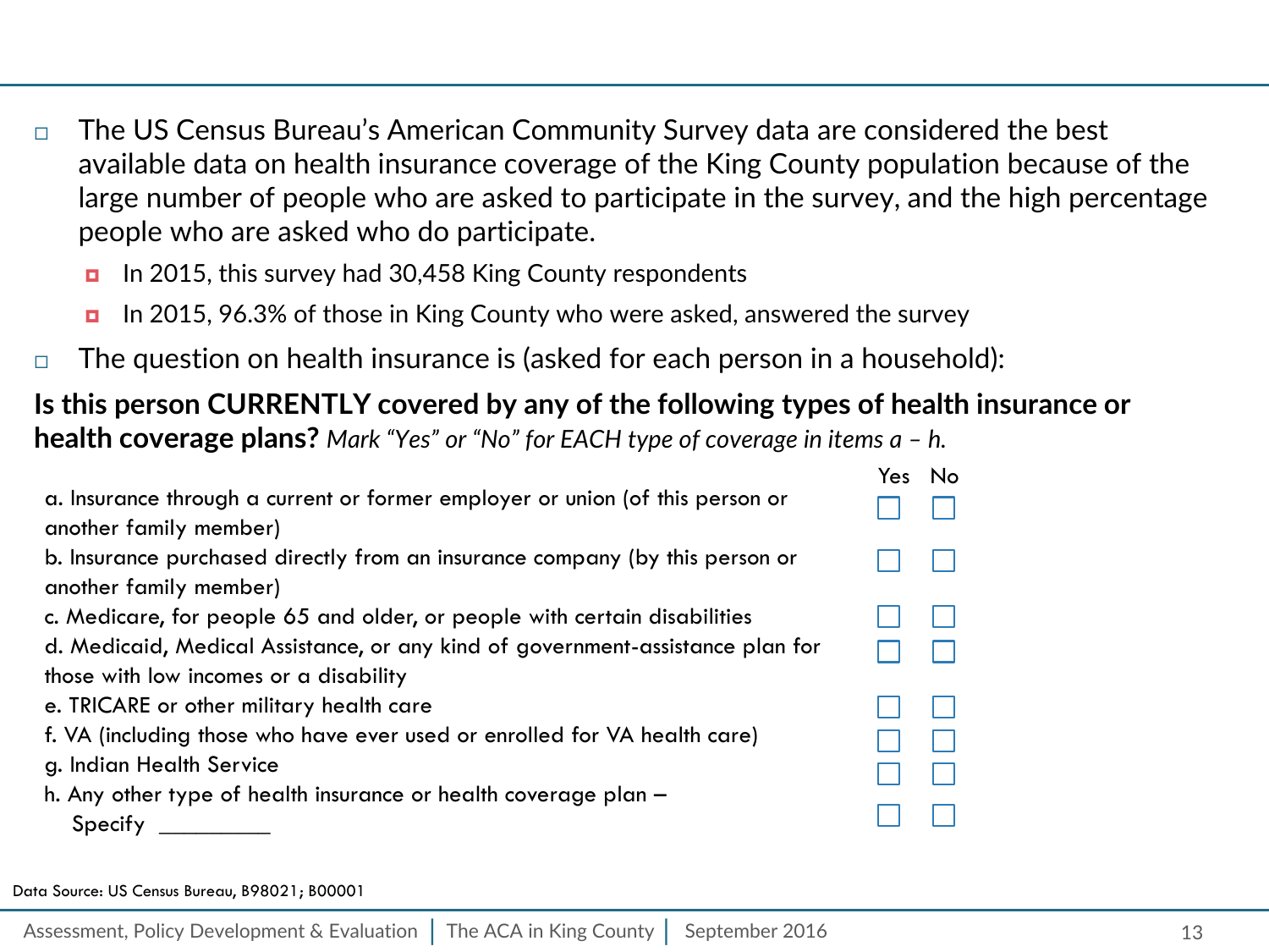- The US Census Bureau's American Community Survey data are considered the best available data on health insurance coverage of the King County population because of the large number of people who are asked to participate in the survey, and the high percentage people who are asked who do participate.
  - In 2015, this survey had 30,458 King County respondents
  - In 2015, 96.3% of those in King County who were asked, answered the survey
- The question on health insurance is (asked for each person in a household):

**Is this person CURRENTLY covered by any of the following types of health insurance or health coverage plans?** *Mark "Yes" or "No" for EACH type of coverage in items a – h.*

| | Yes | No |
|---|---|---|
| a. Insurance through a current or former employer or union (of this person or another family member) | ☐ | ☐ |
| b. Insurance purchased directly from an insurance company (by this person or another family member) | ☐ | ☐ |
| c. Medicare, for people 65 and older, or people with certain disabilities | ☐ | ☐ |
| d. Medicaid, Medical Assistance, or any kind of government-assistance plan for those with low incomes or a disability | ☐ | ☐ |
| e. TRICARE or other military health care | ☐ | ☐ |
| f. VA (including those who have ever used or enrolled for VA health care) | ☐ | ☐ |
| g. Indian Health Service | ☐ | ☐ |
| h. Any other type of health insurance or health coverage plan – Specify _________ | ☐ | ☐ |

Data Source: US Census Bureau, B98021; B00001